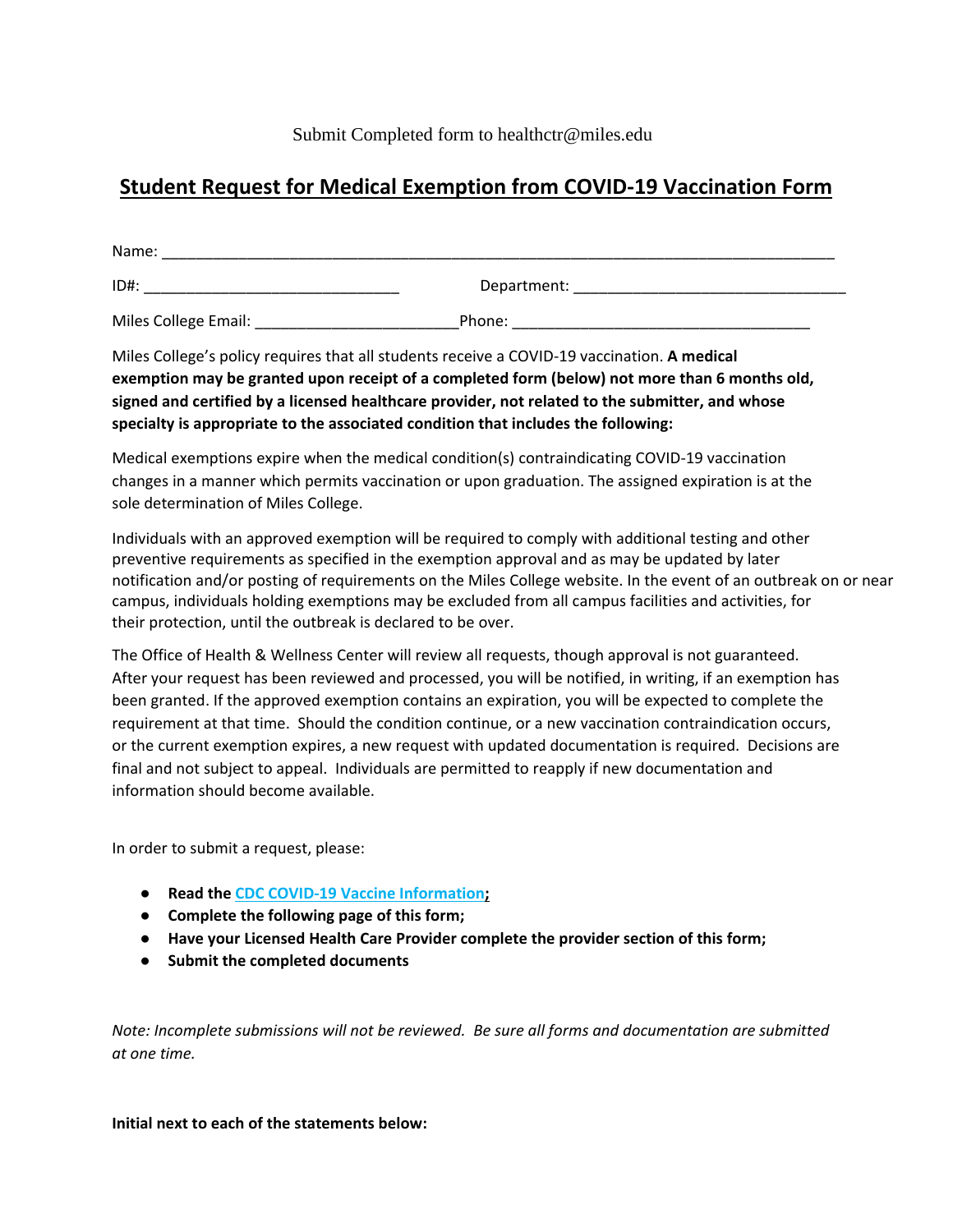Submit Completed form to healthctr@miles.edu

# Student Request for Medical Exemption from COVID-19 Vaccination Form

Name: ___________________________________________________________________________

ID#: ____________________________ Department: ______________________________

Miles College Email: ______________________ Phone: _________________________________

Miles College's policy requires that all students receive a COVID-19 vaccination. **A medical exemption may be granted upon receipt of a completed form (below) not more than 6 months old, signed and certified by a licensed healthcare provider, not related to the submitter, and whose specialty is appropriate to the associated condition that includes the following:**

Medical exemptions expire when the medical condition(s) contraindicating COVID-19 vaccination changes in a manner which permits vaccination or upon graduation. The assigned expiration is at the sole determination of Miles College.

Individuals with an approved exemption will be required to comply with additional testing and other preventive requirements as specified in the exemption approval and as may be updated by later notification and/or posting of requirements on the Miles College website. In the event of an outbreak on or near campus, individuals holding exemptions may be excluded from all campus facilities and activities, for their protection, until the outbreak is declared to be over.

The Office of Health & Wellness Center will review all requests, though approval is not guaranteed. After your request has been reviewed and processed, you will be notified, in writing, if an exemption has been granted. If the approved exemption contains an expiration, you will be expected to complete the requirement at that time. Should the condition continue, or a new vaccination contraindication occurs, or the current exemption expires, a new request with updated documentation is required. Decisions are final and not subject to appeal. Individuals are permitted to reapply if new documentation and information should become available.

In order to submit a request, please:

- **Read the CDC COVID-19 Vaccine Information;**
- **Complete the following page of this form;**
- **Have your Licensed Health Care Provider complete the provider section of this form;**
- **Submit the completed documents**

*Note: Incomplete submissions will not be reviewed. Be sure all forms and documentation are submitted at one time.*

**Initial next to each of the statements below:**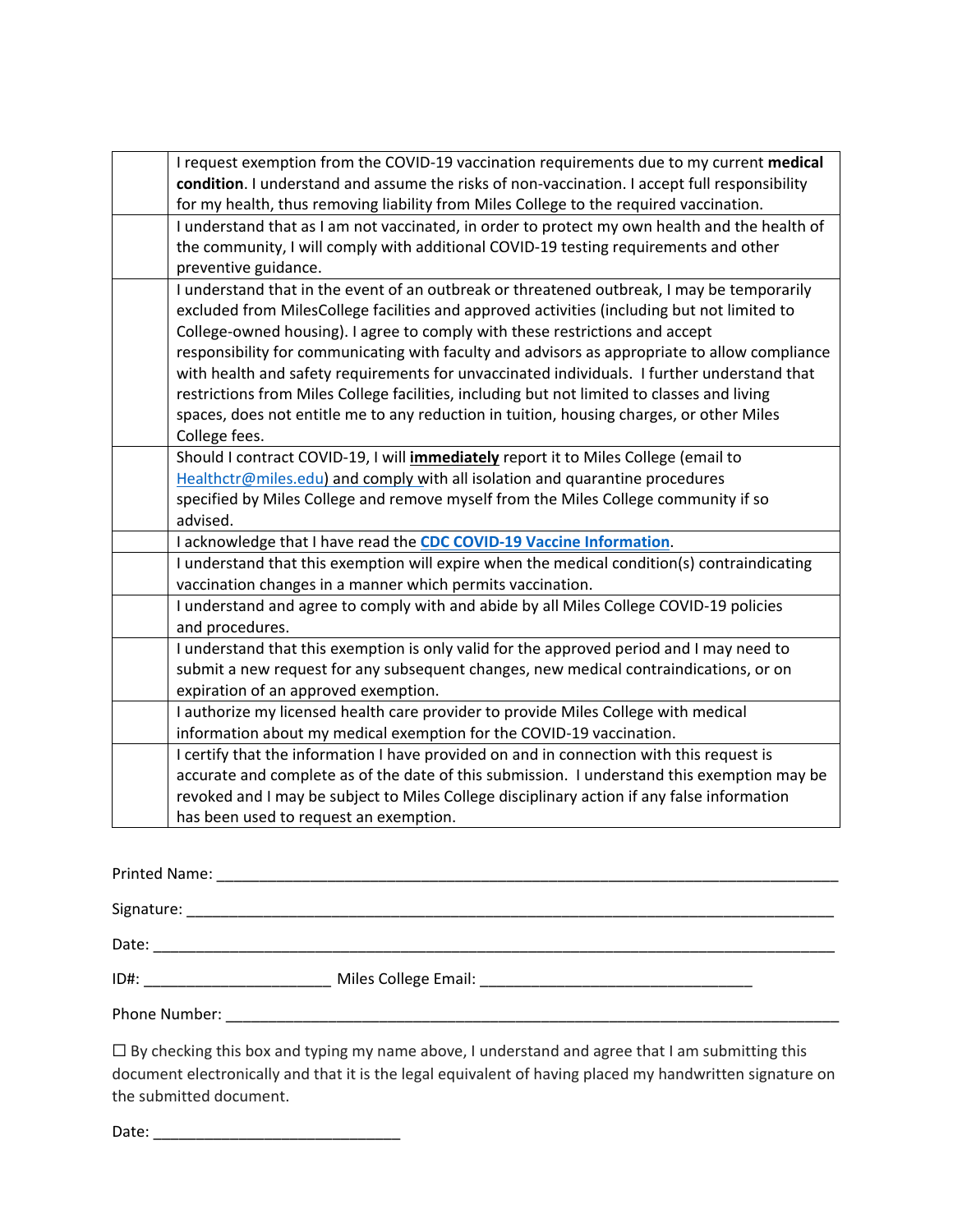| | |
|---|---|
| | I request exemption from the COVID-19 vaccination requirements due to my current **medical condition**. I understand and assume the risks of non-vaccination. I accept full responsibility for my health, thus removing liability from Miles College to the required vaccination. |
| | I understand that as I am not vaccinated, in order to protect my own health and the health of the community, I will comply with additional COVID-19 testing requirements and other preventive guidance. |
| | I understand that in the event of an outbreak or threatened outbreak, I may be temporarily excluded from MilesCollege facilities and approved activities (including but not limited to College-owned housing). I agree to comply with these restrictions and accept responsibility for communicating with faculty and advisors as appropriate to allow compliance with health and safety requirements for unvaccinated individuals. I further understand that restrictions from Miles College facilities, including but not limited to classes and living spaces, does not entitle me to any reduction in tuition, housing charges, or other Miles College fees. |
| | Should I contract COVID-19, I will **immediately** report it to Miles College (email to Healthctr@miles.edu) and comply with all isolation and quarantine procedures specified by Miles College and remove myself from the Miles College community if so advised. |
| | I acknowledge that I have read the **CDC COVID-19 Vaccine Information**. |
| | I understand that this exemption will expire when the medical condition(s) contraindicating vaccination changes in a manner which permits vaccination. |
| | I understand and agree to comply with and abide by all Miles College COVID-19 policies and procedures. |
| | I understand that this exemption is only valid for the approved period and I may need to submit a new request for any subsequent changes, new medical contraindications, or on expiration of an approved exemption. |
| | I authorize my licensed health care provider to provide Miles College with medical information about my medical exemption for the COVID-19 vaccination. |
| | I certify that the information I have provided on and in connection with this request is accurate and complete as of the date of this submission. I understand this exemption may be revoked and I may be subject to Miles College disciplinary action if any false information has been used to request an exemption. |

Printed Name: ______________________________________________________________

Signature: ______________________________________________________________

Date: ______________________________________________________________

ID#: ____________________ Miles College Email: ______________________________

Phone Number: ______________________________________________________________

☐ By checking this box and typing my name above, I understand and agree that I am submitting this document electronically and that it is the legal equivalent of having placed my handwritten signature on the submitted document.

Date: ____________________________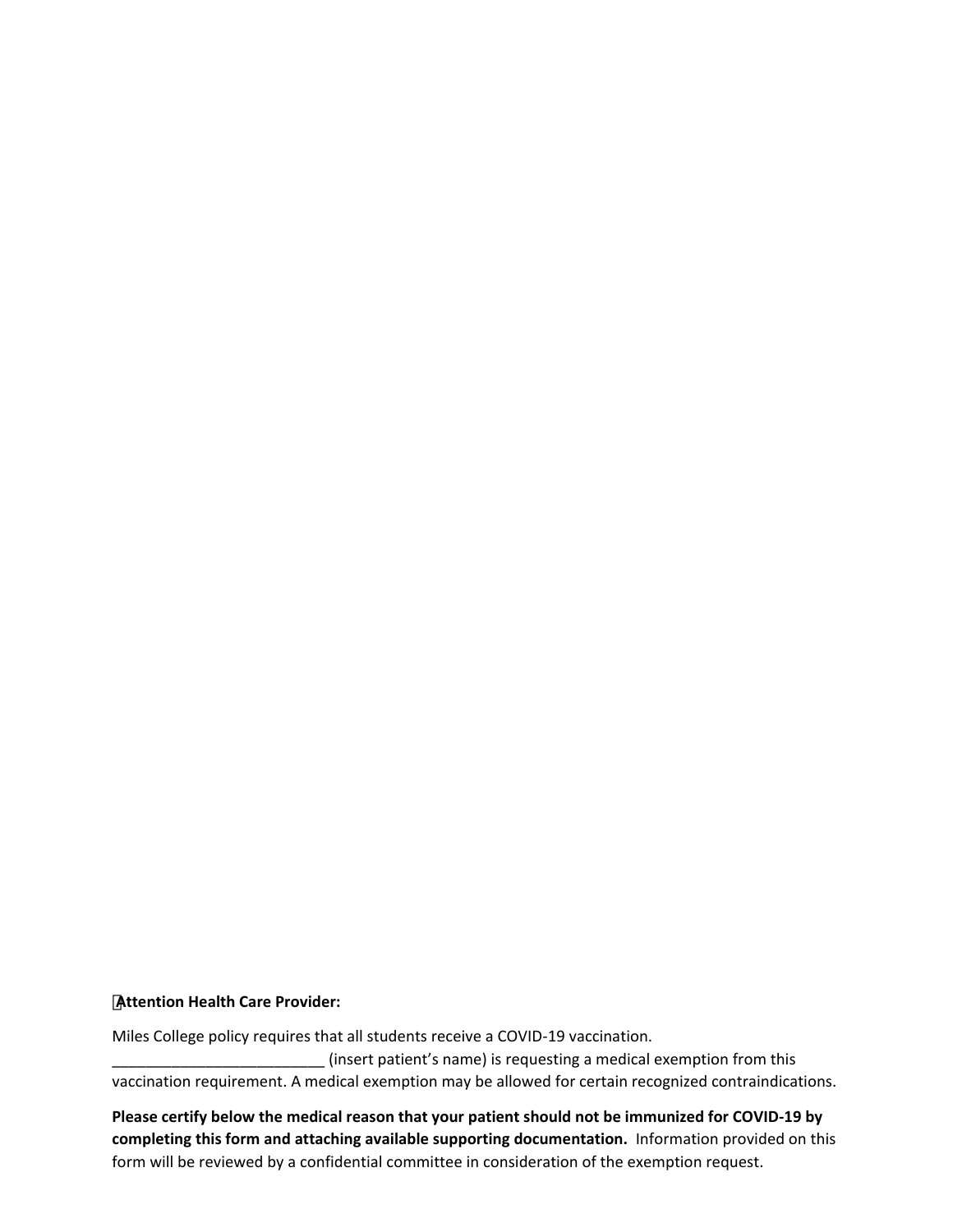**Attention Health Care Provider:**

Miles College policy requires that all students receive a COVID-19 vaccination. _________________________ (insert patient's name) is requesting a medical exemption from this vaccination requirement. A medical exemption may be allowed for certain recognized contraindications.

**Please certify below the medical reason that your patient should not be immunized for COVID-19 by completing this form and attaching available supporting documentation.** Information provided on this form will be reviewed by a confidential committee in consideration of the exemption request.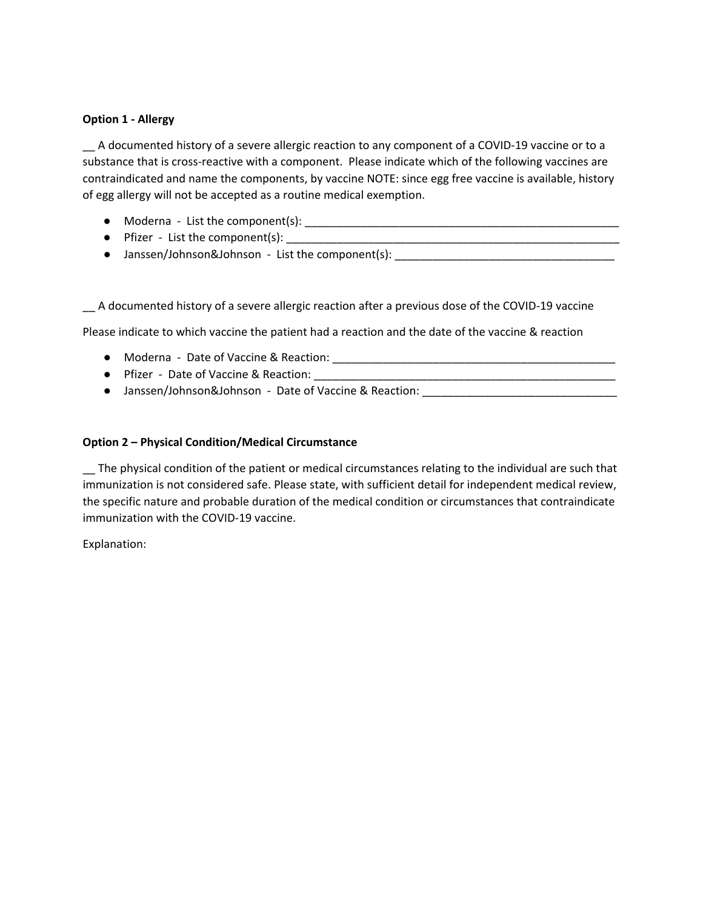**Option 1 - Allergy**

__ A documented history of a severe allergic reaction to any component of a COVID-19 vaccine or to a substance that is cross-reactive with a component. Please indicate which of the following vaccines are contraindicated and name the components, by vaccine NOTE: since egg free vaccine is available, history of egg allergy will not be accepted as a routine medical exemption.

- Moderna - List the component(s): ____________________________________________________
- Pfizer - List the component(s): _______________________________________________________
- Janssen/Johnson&Johnson - List the component(s): ___________________________________

__ A documented history of a severe allergic reaction after a previous dose of the COVID-19 vaccine

Please indicate to which vaccine the patient had a reaction and the date of the vaccine & reaction

- Moderna - Date of Vaccine & Reaction: _______________________________________________
- Pfizer - Date of Vaccine & Reaction: _________________________________________________
- Janssen/Johnson&Johnson - Date of Vaccine & Reaction: ______________________________

**Option 2 – Physical Condition/Medical Circumstance**

__ The physical condition of the patient or medical circumstances relating to the individual are such that immunization is not considered safe. Please state, with sufficient detail for independent medical review, the specific nature and probable duration of the medical condition or circumstances that contraindicate immunization with the COVID-19 vaccine.

Explanation: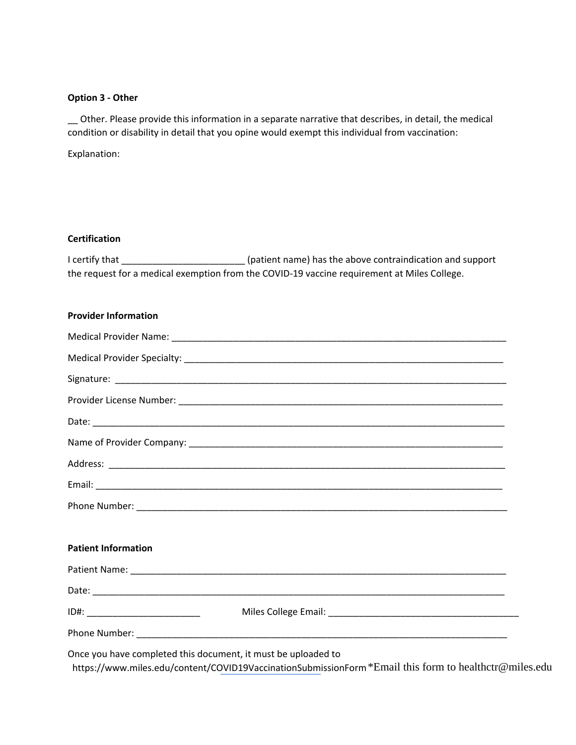**Option 3 - Other**

__ Other. Please provide this information in a separate narrative that describes, in detail, the medical condition or disability in detail that you opine would exempt this individual from vaccination:

Explanation:

**Certification**

I certify that ________________________ (patient name) has the above contraindication and support the request for a medical exemption from the COVID-19 vaccine requirement at Miles College.

**Provider Information**

Medical Provider Name: ____________________________________________________________________

Medical Provider Specialty: _________________________________________________________________

Signature: ______________________________________________________________________________

Provider License Number: __________________________________________________________________

Date: __________________________________________________________________________________

Name of Provider Company: _________________________________________________________________

Address: ________________________________________________________________________________

Email: _________________________________________________________________________________

Phone Number: ___________________________________________________________________________

**Patient Information**

Patient Name: ___________________________________________________________________________

Date: __________________________________________________________________________________

ID#: ______________________ Miles College Email: _____________________________________

Phone Number: ___________________________________________________________________________

Once you have completed this document, it must be uploaded to
https://www.miles.edu/content/COVID19VaccinationSubmissionForm *Email this form to healthctr@miles.edu